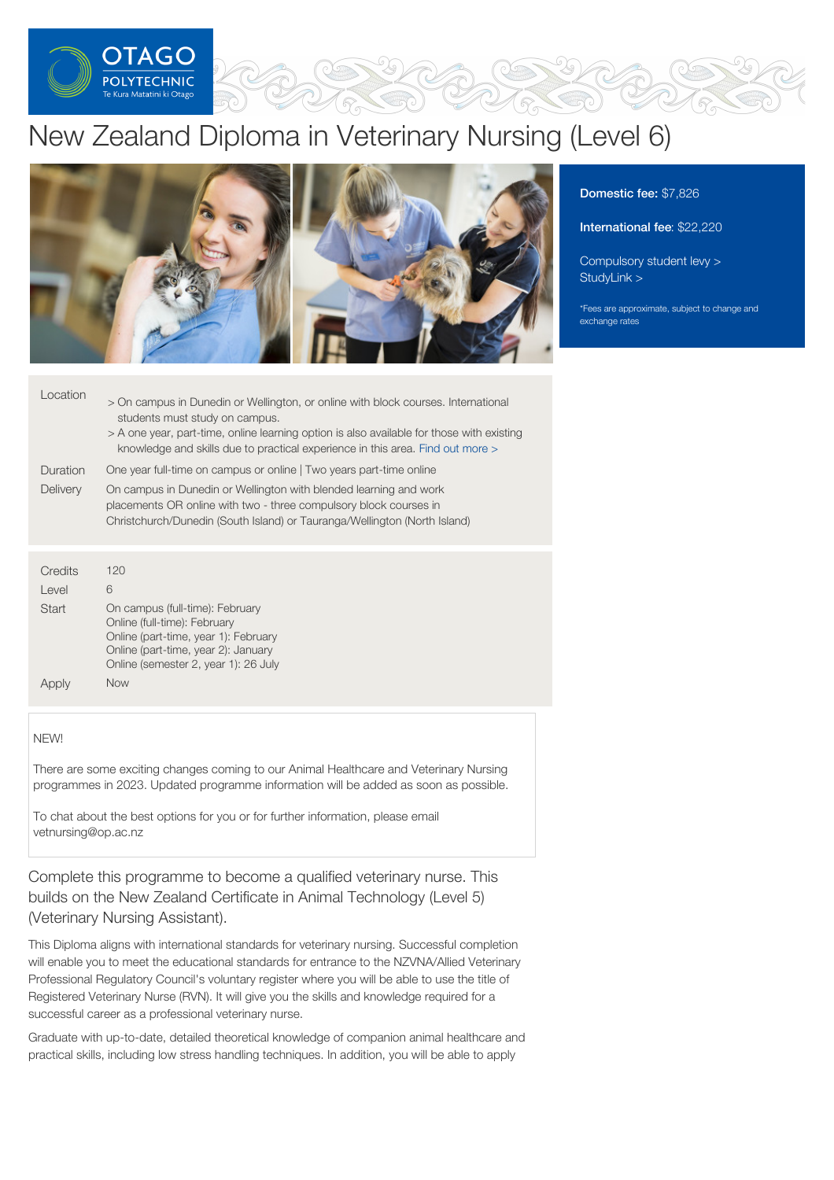OTAGO POLYTECHNIC
Te Kura Matatini ki Otago

# New Zealand Diploma in Veterinary Nursing (Level 6)

**Domestic fee:** $7,826

**International fee:** $22,220

Compulsory student levy >
StudyLink >

*Fees are approximate, subject to change and exchange rates

| | |
|---|---|
| Location | > On campus in Dunedin or Wellington, or online with block courses. International students must study on campus.<br>> A one year, part-time, online learning option is also available for those with existing knowledge and skills due to practical experience in this area. Find out more > |
| Duration | One year full-time on campus or online \| Two years part-time online |
| Delivery | On campus in Dunedin or Wellington with blended learning and work placements OR online with two - three compulsory block courses in Christchurch/Dunedin (South Island) or Tauranga/Wellington (North Island) |

| | |
|---|---|
| Credits | 120 |
| Level | 6 |
| Start | On campus (full-time): February<br>Online (full-time): February<br>Online (part-time, year 1): February<br>Online (part-time, year 2): January<br>Online (semester 2, year 1): 26 July |
| Apply | Now |

NEW!

There are some exciting changes coming to our Animal Healthcare and Veterinary Nursing programmes in 2023. Updated programme information will be added as soon as possible.

To chat about the best options for you or for further information, please email vetnursing@op.ac.nz

## Complete this programme to become a qualified veterinary nurse. This builds on the New Zealand Certificate in Animal Technology (Level 5) (Veterinary Nursing Assistant).

This Diploma aligns with international standards for veterinary nursing. Successful completion will enable you to meet the educational standards for entrance to the NZVNA/Allied Veterinary Professional Regulatory Council's voluntary register where you will be able to use the title of Registered Veterinary Nurse (RVN). It will give you the skills and knowledge required for a successful career as a professional veterinary nurse.

Graduate with up-to-date, detailed theoretical knowledge of companion animal healthcare and practical skills, including low stress handling techniques. In addition, you will be able to apply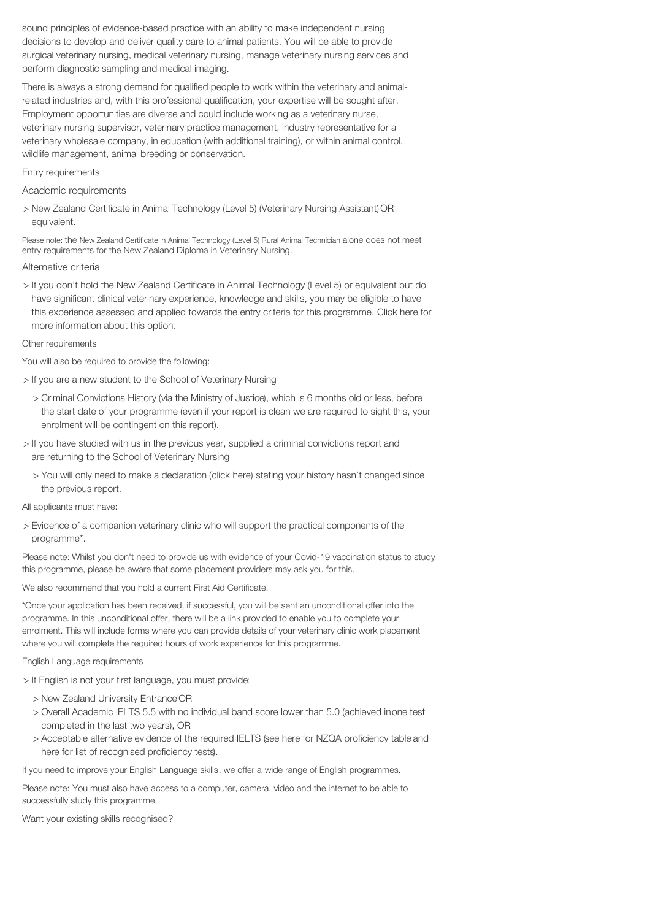sound principles of evidence-based practice with an ability to make independent nursing decisions to develop and deliver quality care to animal patients. You will be able to provide surgical veterinary nursing, medical veterinary nursing, manage veterinary nursing services and perform diagnostic sampling and medical imaging.

There is always a strong demand for qualified people to work within the veterinary and animal-related industries and, with this professional qualification, your expertise will be sought after. Employment opportunities are diverse and could include working as a veterinary nurse, veterinary nursing supervisor, veterinary practice management, industry representative for a veterinary wholesale company, in education (with additional training), or within animal control, wildlife management, animal breeding or conservation.

## Entry requirements

### Academic requirements

- New Zealand Certificate in Animal Technology (Level 5) (Veterinary Nursing Assistant) OR equivalent.

Please note: the New Zealand Certificate in Animal Technology (Level 5) Rural Animal Technician alone does not meet entry requirements for the New Zealand Diploma in Veterinary Nursing.

### Alternative criteria

- If you don't hold the New Zealand Certificate in Animal Technology (Level 5) or equivalent but do have significant clinical veterinary experience, knowledge and skills, you may be eligible to have this experience assessed and applied towards the entry criteria for this programme. Click here for more information about this option.

### Other requirements

You will also be required to provide the following:

- If you are a new student to the School of Veterinary Nursing
  - Criminal Convictions History (via the Ministry of Justice), which is 6 months old or less, before the start date of your programme (even if your report is clean we are required to sight this, your enrolment will be contingent on this report).
- If you have studied with us in the previous year, supplied a criminal convictions report and are returning to the School of Veterinary Nursing
  - You will only need to make a declaration (click here) stating your history hasn't changed since the previous report.

All applicants must have:

- Evidence of a companion veterinary clinic who will support the practical components of the programme*.

Please note: Whilst you don't need to provide us with evidence of your Covid-19 vaccination status to study this programme, please be aware that some placement providers may ask you for this.

We also recommend that you hold a current First Aid Certificate.

*Once your application has been received, if successful, you will be sent an unconditional offer into the programme. In this unconditional offer, there will be a link provided to enable you to complete your enrolment. This will include forms where you can provide details of your veterinary clinic work placement where you will complete the required hours of work experience for this programme.

### English Language requirements

- If English is not your first language, you must provide:
  - New Zealand University Entrance OR
  - Overall Academic IELTS 5.5 with no individual band score lower than 5.0 (achieved in one test completed in the last two years), OR
  - Acceptable alternative evidence of the required IELTS (see here for NZQA proficiency table and here for list of recognised proficiency tests).

If you need to improve your English Language skills, we offer a wide range of English programmes.

Please note: You must also have access to a computer, camera, video and the internet to be able to successfully study this programme.

Want your existing skills recognised?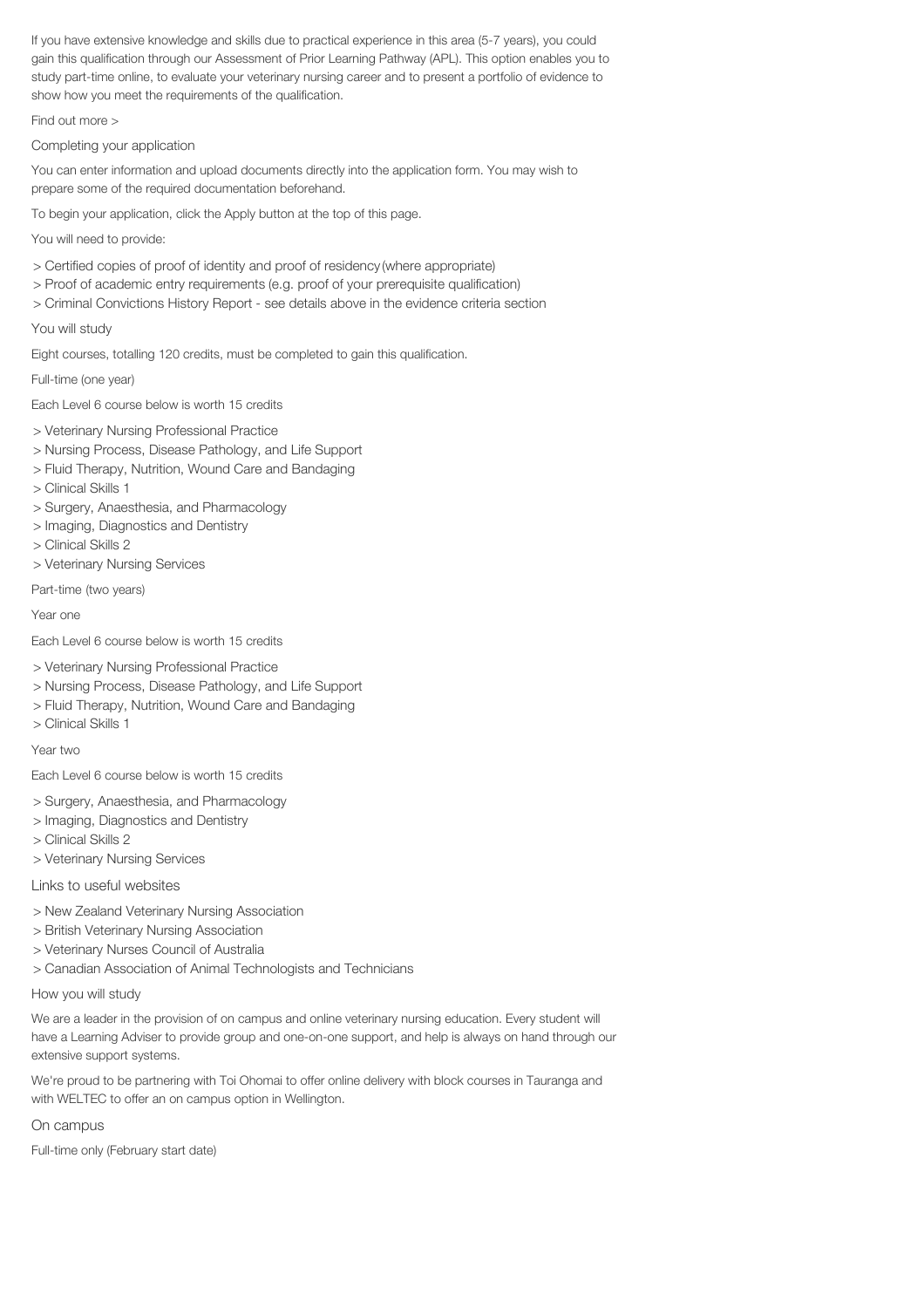If you have extensive knowledge and skills due to practical experience in this area (5-7 years), you could gain this qualification through our Assessment of Prior Learning Pathway (APL). This option enables you to study part-time online, to evaluate your veterinary nursing career and to present a portfolio of evidence to show how you meet the requirements of the qualification.

Find out more >

## Completing your application

You can enter information and upload documents directly into the application form. You may wish to prepare some of the required documentation beforehand.

To begin your application, click the Apply button at the top of this page.

You will need to provide:

> Certified copies of proof of identity and proof of residency (where appropriate)
> Proof of academic entry requirements (e.g. proof of your prerequisite qualification)
> Criminal Convictions History Report - see details above in the evidence criteria section

## You will study

Eight courses, totalling 120 credits, must be completed to gain this qualification.

### Full-time (one year)

Each Level 6 course below is worth 15 credits

> Veterinary Nursing Professional Practice
> Nursing Process, Disease Pathology, and Life Support
> Fluid Therapy, Nutrition, Wound Care and Bandaging
> Clinical Skills 1
> Surgery, Anaesthesia, and Pharmacology
> Imaging, Diagnostics and Dentistry
> Clinical Skills 2
> Veterinary Nursing Services

### Part-time (two years)

Year one

Each Level 6 course below is worth 15 credits

> Veterinary Nursing Professional Practice
> Nursing Process, Disease Pathology, and Life Support
> Fluid Therapy, Nutrition, Wound Care and Bandaging
> Clinical Skills 1

Year two

Each Level 6 course below is worth 15 credits

> Surgery, Anaesthesia, and Pharmacology
> Imaging, Diagnostics and Dentistry
> Clinical Skills 2
> Veterinary Nursing Services

## Links to useful websites

> New Zealand Veterinary Nursing Association
> British Veterinary Nursing Association
> Veterinary Nurses Council of Australia
> Canadian Association of Animal Technologists and Technicians

## How you will study

We are a leader in the provision of on campus and online veterinary nursing education. Every student will have a Learning Adviser to provide group and one-on-one support, and help is always on hand through our extensive support systems.

We're proud to be partnering with Toi Ohomai to offer online delivery with block courses in Tauranga and with WELTEC to offer an on campus option in Wellington.

### On campus

Full-time only (February start date)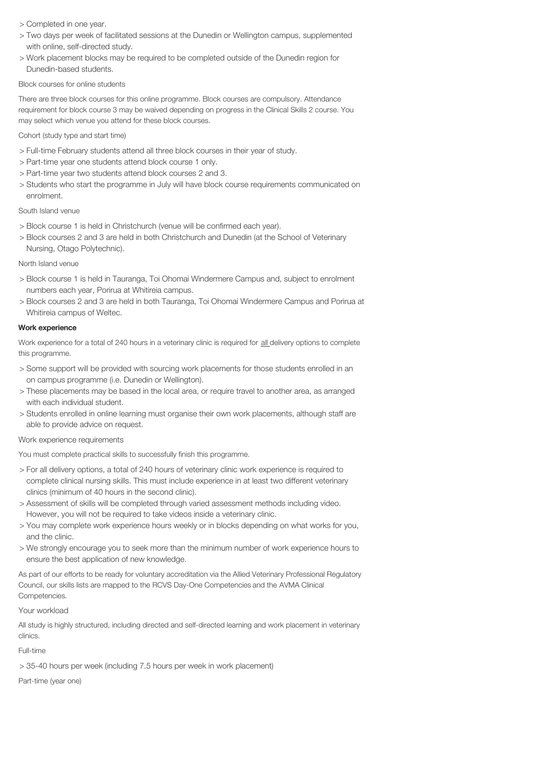- Completed in one year.
- Two days per week of facilitated sessions at the Dunedin or Wellington campus, supplemented with online, self-directed study.
- Work placement blocks may be required to be completed outside of the Dunedin region for Dunedin-based students.

Block courses for online students

There are three block courses for this online programme. Block courses are compulsory. Attendance requirement for block course 3 may be waived depending on progress in the Clinical Skills 2 course. You may select which venue you attend for these block courses.

Cohort (study type and start time)

- Full-time February students attend all three block courses in their year of study.
- Part-time year one students attend block course 1 only.
- Part-time year two students attend block courses 2 and 3.
- Students who start the programme in July will have block course requirements communicated on enrolment.

South Island venue

- Block course 1 is held in Christchurch (venue will be confirmed each year).
- Block courses 2 and 3 are held in both Christchurch and Dunedin (at the School of Veterinary Nursing, Otago Polytechnic).

North Island venue

- Block course 1 is held in Tauranga, Toi Ohomai Windermere Campus and, subject to enrolment numbers each year, Porirua at Whitireia campus.
- Block courses 2 and 3 are held in both Tauranga, Toi Ohomai Windermere Campus and Porirua at Whitireia campus of Weltec.

**Work experience**

Work experience for a total of 240 hours in a veterinary clinic is required for all delivery options to complete this programme.

- Some support will be provided with sourcing work placements for those students enrolled in an on campus programme (i.e. Dunedin or Wellington).
- These placements may be based in the local area, or require travel to another area, as arranged with each individual student.
- Students enrolled in online learning must organise their own work placements, although staff are able to provide advice on request.

Work experience requirements

You must complete practical skills to successfully finish this programme.

- For all delivery options, a total of 240 hours of veterinary clinic work experience is required to complete clinical nursing skills. This must include experience in at least two different veterinary clinics (minimum of 40 hours in the second clinic).
- Assessment of skills will be completed through varied assessment methods including video. However, you will not be required to take videos inside a veterinary clinic.
- You may complete work experience hours weekly or in blocks depending on what works for you, and the clinic.
- We strongly encourage you to seek more than the minimum number of work experience hours to ensure the best application of new knowledge.

As part of our efforts to be ready for voluntary accreditation via the Allied Veterinary Professional Regulatory Council, our skills lists are mapped to the RCVS Day-One Competencies and the AVMA Clinical Competencies.

Your workload

All study is highly structured, including directed and self-directed learning and work placement in veterinary clinics.

Full-time

- 35-40 hours per week (including 7.5 hours per week in work placement)

Part-time (year one)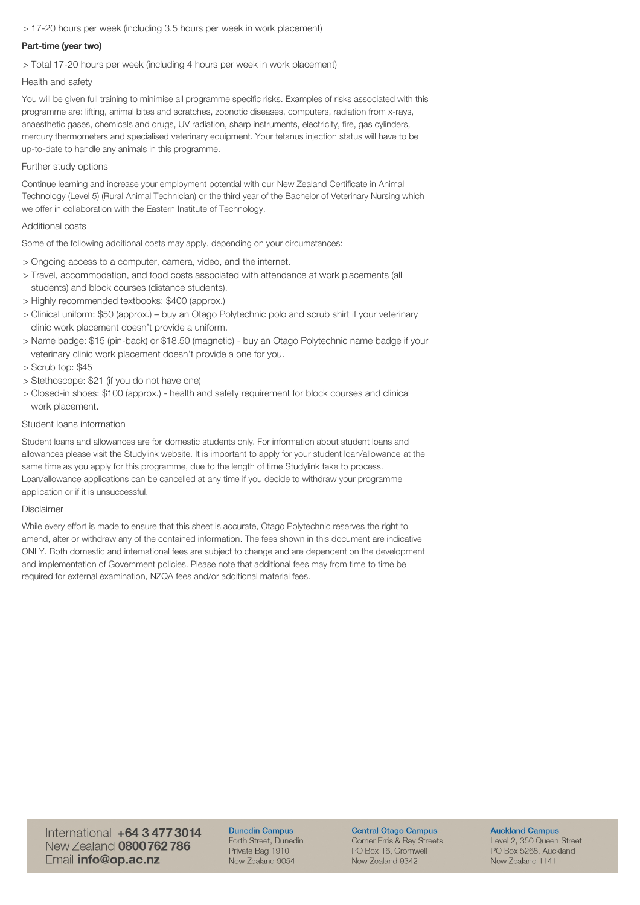> 17-20 hours per week (including 3.5 hours per week in work placement)

**Part-time (year two)**

> Total 17-20 hours per week (including 4 hours per week in work placement)

## Health and safety

You will be given full training to minimise all programme specific risks. Examples of risks associated with this programme are: lifting, animal bites and scratches, zoonotic diseases, computers, radiation from x-rays, anaesthetic gases, chemicals and drugs, UV radiation, sharp instruments, electricity, fire, gas cylinders, mercury thermometers and specialised veterinary equipment. Your tetanus injection status will have to be up-to-date to handle any animals in this programme.

## Further study options

Continue learning and increase your employment potential with our New Zealand Certificate in Animal Technology (Level 5) (Rural Animal Technician) or the third year of the Bachelor of Veterinary Nursing which we offer in collaboration with the Eastern Institute of Technology.

## Additional costs

Some of the following additional costs may apply, depending on your circumstances:

- Ongoing access to a computer, camera, video, and the internet.
- Travel, accommodation, and food costs associated with attendance at work placements (all students) and block courses (distance students).
- Highly recommended textbooks: $400 (approx.)
- Clinical uniform: $50 (approx.) – buy an Otago Polytechnic polo and scrub shirt if your veterinary clinic work placement doesn't provide a uniform.
- Name badge: $15 (pin-back) or $18.50 (magnetic) - buy an Otago Polytechnic name badge if your veterinary clinic work placement doesn't provide a one for you.
- Scrub top: $45
- Stethoscope: $21 (if you do not have one)
- Closed-in shoes: $100 (approx.) - health and safety requirement for block courses and clinical work placement.

## Student loans information

Student loans and allowances are for domestic students only. For information about student loans and allowances please visit the Studylink website. It is important to apply for your student loan/allowance at the same time as you apply for this programme, due to the length of time Studylink take to process. Loan/allowance applications can be cancelled at any time if you decide to withdraw your programme application or if it is unsuccessful.

## Disclaimer

While every effort is made to ensure that this sheet is accurate, Otago Polytechnic reserves the right to amend, alter or withdraw any of the contained information. The fees shown in this document are indicative ONLY. Both domestic and international fees are subject to change and are dependent on the development and implementation of Government policies. Please note that additional fees may from time to time be required for external examination, NZQA fees and/or additional material fees.

International **+64 3 477 3014**
New Zealand **0800 762 786**
Email **info@op.ac.nz**

**Dunedin Campus**
Forth Street, Dunedin
Private Bag 1910
New Zealand 9054

**Central Otago Campus**
Corner Erris & Ray Streets
PO Box 16, Cromwell
New Zealand 9342

**Auckland Campus**
Level 2, 350 Queen Street
PO Box 5268, Auckland
New Zealand 1141